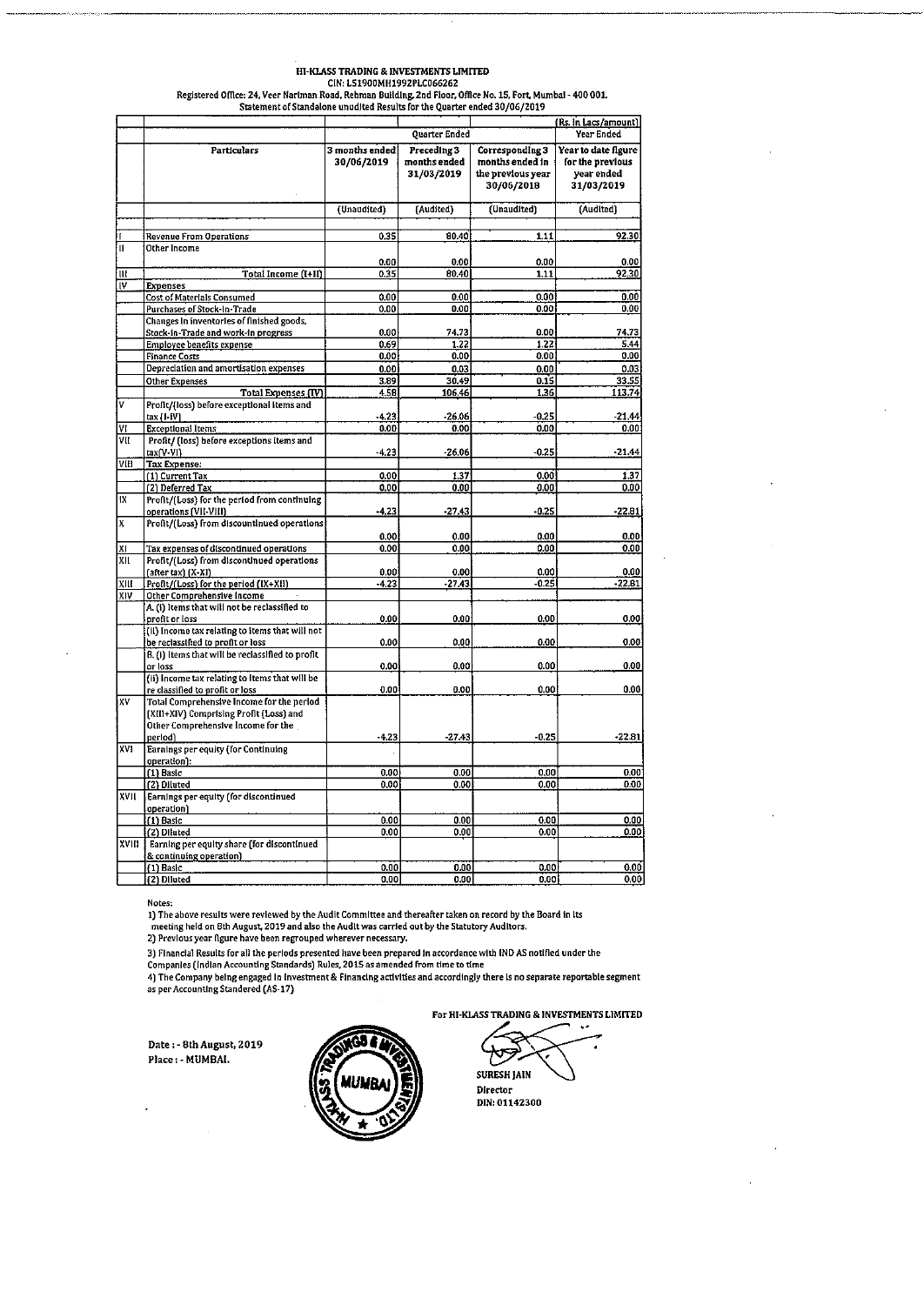# HI-KLASS TRADING & INVESTMENTS LIMITED

CIN: L51900MH1992PLC066262

Registered Office: 24, Veer Nariman Road, Rehman Building, 2nd Floor, Office No. 15, Fort, Mumbai - 400 001.

Statement of Standalone unudited Results for the Quarter ended 30/06/2019

(Rs. in Lacs/amount)

| | Particulars | Quarter Ended | | | Year Ended |
|---|---|---|---|---|---|
| | | 3 months ended 30/06/2019 | Preceding 3 months ended 31/03/2019 | Corresponding 3 months ended in the previous year 30/06/2018 | Year to date figure for the previous year ended 31/03/2019 |
| | | (Unaudited) | (Audited) | (Unaudited) | (Audited) |
| I | Revenue From Operations | 0.35 | 80.40 | 1.11 | 92.30 |
| II | Other Income | 0.00 | 0.00 | 0.00 | 0.00 |
| III | Total Income (I+II) | 0.35 | 80.40 | 1.11 | 92.30 |
| IV | Expenses | | | | |
| | Cost of Materials Consumed | 0.00 | 0.00 | 0.00 | 0.00 |
| | Purchases of Stock-in-Trade | 0.00 | 0.00 | 0.00 | 0.00 |
| | Changes in inventories of finished goods, Stock-in-Trade and work-in progress | 0.00 | 74.73 | 0.00 | 74.73 |
| | Employee benefits expense | 0.69 | 1.22 | 1.22 | 5.44 |
| | Finance Costs | 0.00 | 0.00 | 0.00 | 0.00 |
| | Depreciation and amortisation expenses | 0.00 | 0.03 | 0.00 | 0.03 |
| | Other Expenses | 3.89 | 30.49 | 0.15 | 33.55 |
| | Total Expenses (IV) | 4.58 | 106.46 | 1.36 | 113.74 |
| V | Profit/(loss) before exceptional items and tax (I-IV) | -4.23 | -26.06 | -0.25 | -21.44 |
| VI | Exceptional Items | 0.00 | 0.00 | 0.00 | 0.00 |
| VII | Profit/ (loss) before exceptions items and tax(V-VI) | -4.23 | -26.06 | -0.25 | -21.44 |
| VIII | Tax Expense: | | | | |
| | (1) Current Tax | 0.00 | 1.37 | 0.00 | 1.37 |
| | (2) Deferred Tax | 0.00 | 0.00 | 0.00 | 0.00 |
| IX | Profit/(Loss) for the period from continuing operations (VII-VIII) | -4.23 | -27.43 | -0.25 | -22.81 |
| X | Profit/(Loss) from discountinued operations | 0.00 | 0.00 | 0.00 | 0.00 |
| XI | Tax expenses of discontinued operations | 0.00 | 0.00 | 0.00 | 0.00 |
| XII | Profit/(Loss) from discontinued operations (after tax) (X-XI) | 0.00 | 0.00 | 0.00 | 0.00 |
| XIII | Profit/(Loss) for the period (IX+XII) | -4.23 | -27.43 | -0.25 | -22.81 |
| XIV | Other Comprehensive Income | | | | |
| | A. (i) Items that will not be reclassified to profit or loss | 0.00 | 0.00 | 0.00 | 0.00 |
| | (ii) Income tax relating to items that will not be reclassified to profit or loss | 0.00 | 0.00 | 0.00 | 0.00 |
| | B. (i) Items that will be reclassified to profit or loss | 0.00 | 0.00 | 0.00 | 0.00 |
| | (ii) Income tax relating to items that will be re classified to profit or loss | 0.00 | 0.00 | 0.00 | 0.00 |
| XV | Total Comprehensive Income for the period (XIII+XIV) Comprising Profit (Loss) and Other Comprehensive Income for the period) | -4.23 | -27.43 | -0.25 | -22.81 |
| XVI | Earnings per equity (for Continuing operation): | | | | |
| | (1) Basic | 0.00 | 0.00 | 0.00 | 0.00 |
| | (2) Diluted | 0.00 | 0.00 | 0.00 | 0.00 |
| XVII | Earnings per equity (for discontinued operation) | | | | |
| | (1) Basic | 0.00 | 0.00 | 0.00 | 0.00 |
| | (2) Diluted | 0.00 | 0.00 | 0.00 | 0.00 |
| XVIII | Earning per equity share (for discontinued & continuing operation) | | | | |
| | (1) Basic | 0.00 | 0.00 | 0.00 | 0.00 |
| | (2) Diluted | 0.00 | 0.00 | 0.00 | 0.00 |

Notes:

1) The above results were reviewed by the Audit Committee and thereafter taken on record by the Board in its meeting held on 8th August, 2019 and also the Audit was carried out by the Statutory Auditors.

2) Previous year figure have been regrouped wherever necessary.

3) Financial Results for all the periods presented have been prepared in accordance with IND AS notified under the Companies (Indian Accounting Standards) Rules, 2015 as amended from time to time

4) The Company being engaged in Investment & Financing activities and accordingly there is no separate reportable segment as per Accounting Standered (AS-17)

For HI-KLASS TRADING & INVESTMENTS LIMITED

Date : - 8th August, 2019

Place : - MUMBAI.

SURESH JAIN

Director

DIN: 01142300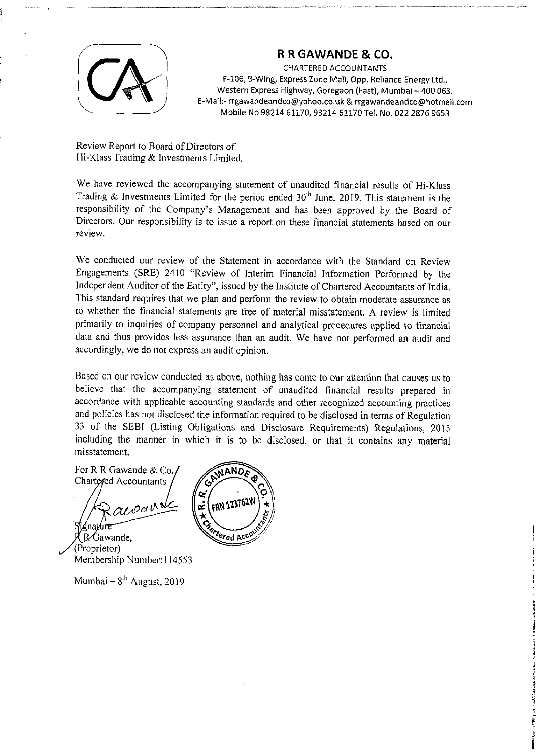# R R GAWANDE & CO.

CHARTERED ACCOUNTANTS
F-106, B-Wing, Express Zone Mall, Opp. Reliance Energy Ltd.,
Western Express Highway, Goregaon (East), Mumbai – 400 063.
E-Mail:- rrgawandeandco@yahoo.co.uk & rrgawandeandco@hotmail.com
Mobile No 98214 61170, 93214 61170 Tel. No. 022 2876 9653

Review Report to Board of Directors of
Hi-Klass Trading & Investments Limited.

We have reviewed the accompanying statement of unaudited financial results of Hi-Klass Trading & Investments Limited for the period ended 30th June, 2019. This statement is the responsibility of the Company's Management and has been approved by the Board of Directors. Our responsibility is to issue a report on these financial statements based on our review.

We conducted our review of the Statement in accordance with the Standard on Review Engagements (SRE) 2410 "Review of Interim Financial Information Performed by the Independent Auditor of the Entity", issued by the Institute of Chartered Accountants of India. This standard requires that we plan and perform the review to obtain moderate assurance as to whether the financial statements are free of material misstatement. A review is limited primarily to inquiries of company personnel and analytical procedures applied to financial data and thus provides less assurance than an audit. We have not performed an audit and accordingly, we do not express an audit opinion.

Based on our review conducted as above, nothing has come to our attention that causes us to believe that the accompanying statement of unaudited financial results prepared in accordance with applicable accounting standards and other recognized accounting practices and policies has not disclosed the information required to be disclosed in terms of Regulation 33 of the SEBI (Listing Obligations and Disclosure Requirements) Regulations, 2015 including the manner in which it is to be disclosed, or that it contains any material misstatement.

For R R Gawande & Co.
Chartered Accountants

Signature
R R Gawande,
(Proprietor)
Membership Number: 114553

R. R. GAWANDE & CO. FRN 123762W Chartered Accountants

Mumbai – 8th August, 2019